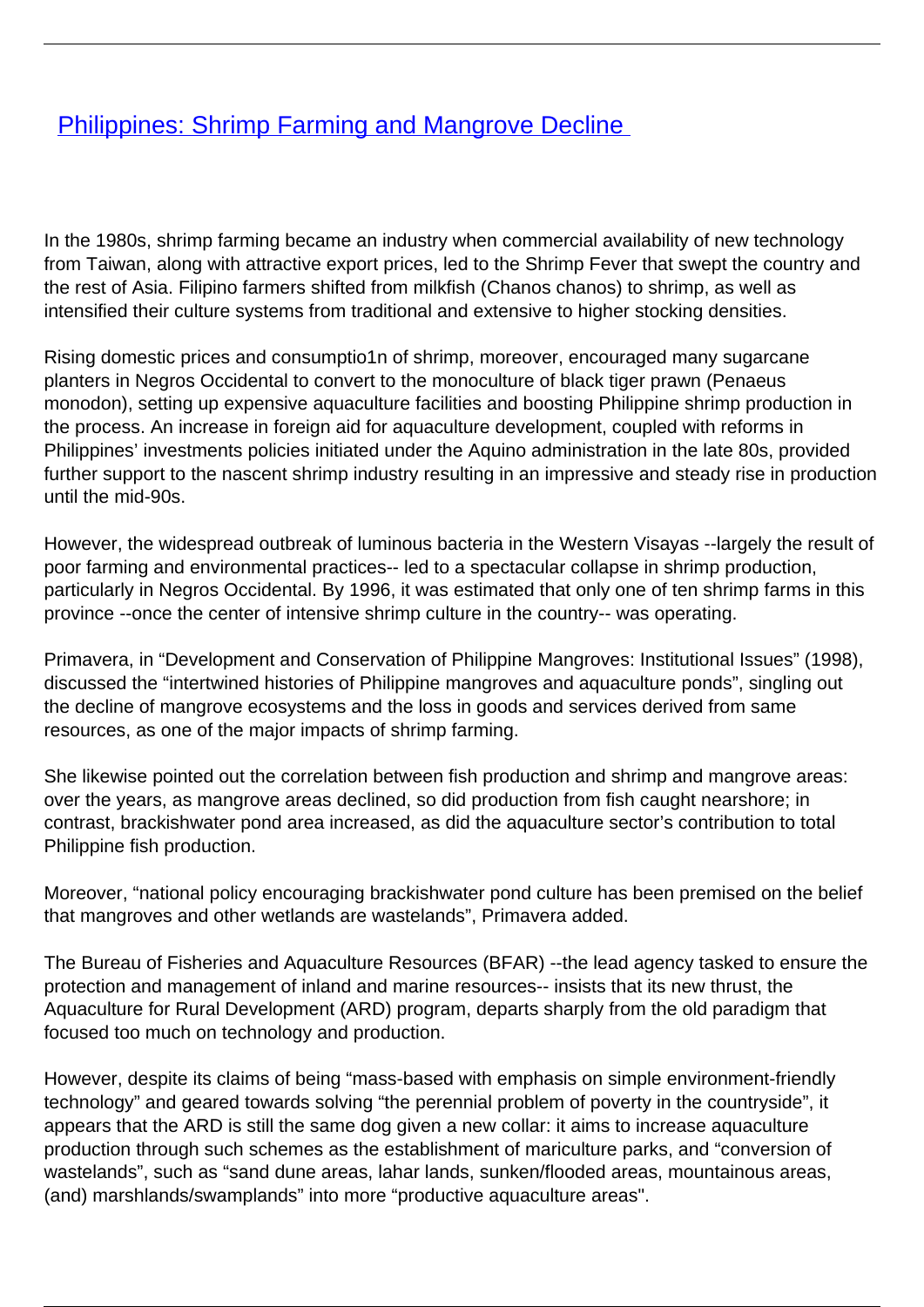# [Philippines: Shrimp Farming and Mangrove Decline](#)

In the 1980s, shrimp farming became an industry when commercial availability of new technology from Taiwan, along with attractive export prices, led to the Shrimp Fever that swept the country and the rest of Asia. Filipino farmers shifted from milkfish (Chanos chanos) to shrimp, as well as intensified their culture systems from traditional and extensive to higher stocking densities.

Rising domestic prices and consumptio1n of shrimp, moreover, encouraged many sugarcane planters in Negros Occidental to convert to the monoculture of black tiger prawn (Penaeus monodon), setting up expensive aquaculture facilities and boosting Philippine shrimp production in the process. An increase in foreign aid for aquaculture development, coupled with reforms in Philippines' investments policies initiated under the Aquino administration in the late 80s, provided further support to the nascent shrimp industry resulting in an impressive and steady rise in production until the mid-90s.

However, the widespread outbreak of luminous bacteria in the Western Visayas --largely the result of poor farming and environmental practices-- led to a spectacular collapse in shrimp production, particularly in Negros Occidental. By 1996, it was estimated that only one of ten shrimp farms in this province --once the center of intensive shrimp culture in the country-- was operating.

Primavera, in "Development and Conservation of Philippine Mangroves: Institutional Issues" (1998), discussed the "intertwined histories of Philippine mangroves and aquaculture ponds", singling out the decline of mangrove ecosystems and the loss in goods and services derived from same resources, as one of the major impacts of shrimp farming.

She likewise pointed out the correlation between fish production and shrimp and mangrove areas: over the years, as mangrove areas declined, so did production from fish caught nearshore; in contrast, brackishwater pond area increased, as did the aquaculture sector's contribution to total Philippine fish production.

Moreover, "national policy encouraging brackishwater pond culture has been premised on the belief that mangroves and other wetlands are wastelands", Primavera added.

The Bureau of Fisheries and Aquaculture Resources (BFAR) --the lead agency tasked to ensure the protection and management of inland and marine resources-- insists that its new thrust, the Aquaculture for Rural Development (ARD) program, departs sharply from the old paradigm that focused too much on technology and production.

However, despite its claims of being "mass-based with emphasis on simple environment-friendly technology" and geared towards solving "the perennial problem of poverty in the countryside", it appears that the ARD is still the same dog given a new collar: it aims to increase aquaculture production through such schemes as the establishment of mariculture parks, and "conversion of wastelands", such as "sand dune areas, lahar lands, sunken/flooded areas, mountainous areas, (and) marshlands/swamplands" into more "productive aquaculture areas".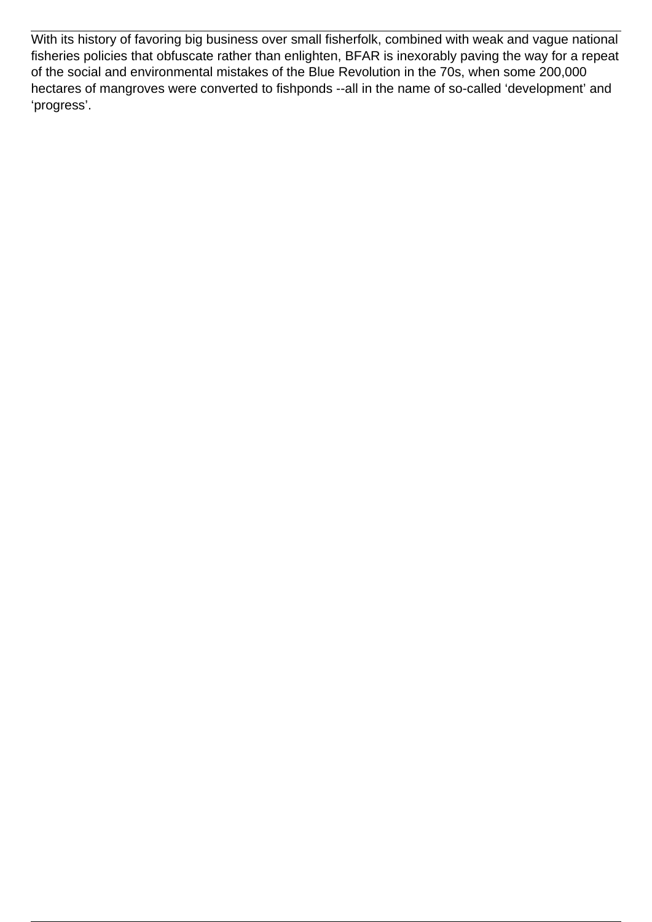With its history of favoring big business over small fisherfolk, combined with weak and vague national fisheries policies that obfuscate rather than enlighten, BFAR is inexorably paving the way for a repeat of the social and environmental mistakes of the Blue Revolution in the 70s, when some 200,000 hectares of mangroves were converted to fishponds --all in the name of so-called ‘development’ and ‘progress’.